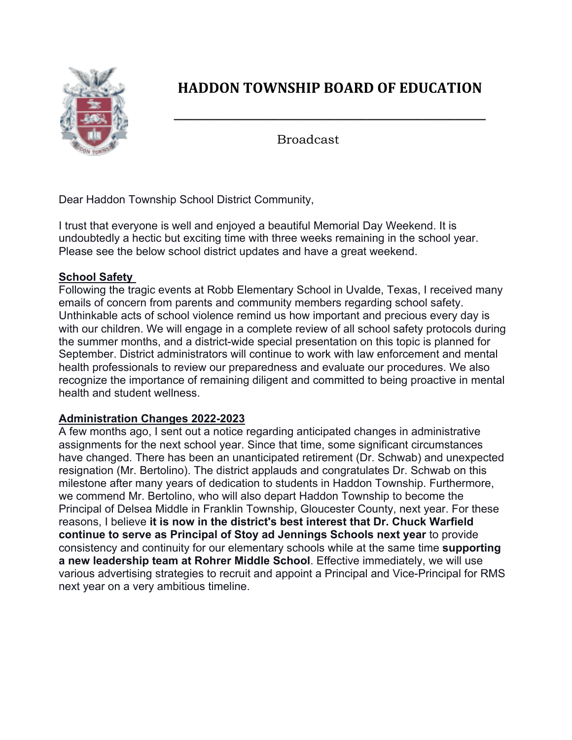# HADDON TOWNSHIP BOARD OF EDUCATION

Broadcast

Dear Haddon Township School District Community,

I trust that everyone is well and enjoyed a beautiful Memorial Day Weekend. It is undoubtedly a hectic but exciting time with three weeks remaining in the school year. Please see the below school district updates and have a great weekend.

**School Safety**

Following the tragic events at Robb Elementary School in Uvalde, Texas, I received many emails of concern from parents and community members regarding school safety. Unthinkable acts of school violence remind us how important and precious every day is with our children. We will engage in a complete review of all school safety protocols during the summer months, and a district-wide special presentation on this topic is planned for September. District administrators will continue to work with law enforcement and mental health professionals to review our preparedness and evaluate our procedures. We also recognize the importance of remaining diligent and committed to being proactive in mental health and student wellness.

**Administration Changes 2022-2023**

A few months ago, I sent out a notice regarding anticipated changes in administrative assignments for the next school year. Since that time, some significant circumstances have changed. There has been an unanticipated retirement (Dr. Schwab) and unexpected resignation (Mr. Bertolino). The district applauds and congratulates Dr. Schwab on this milestone after many years of dedication to students in Haddon Township. Furthermore, we commend Mr. Bertolino, who will also depart Haddon Township to become the Principal of Delsea Middle in Franklin Township, Gloucester County, next year. For these reasons, I believe **it is now in the district's best interest that Dr. Chuck Warfield continue to serve as Principal of Stoy ad Jennings Schools next year** to provide consistency and continuity for our elementary schools while at the same time **supporting a new leadership team at Rohrer Middle School**. Effective immediately, we will use various advertising strategies to recruit and appoint a Principal and Vice-Principal for RMS next year on a very ambitious timeline.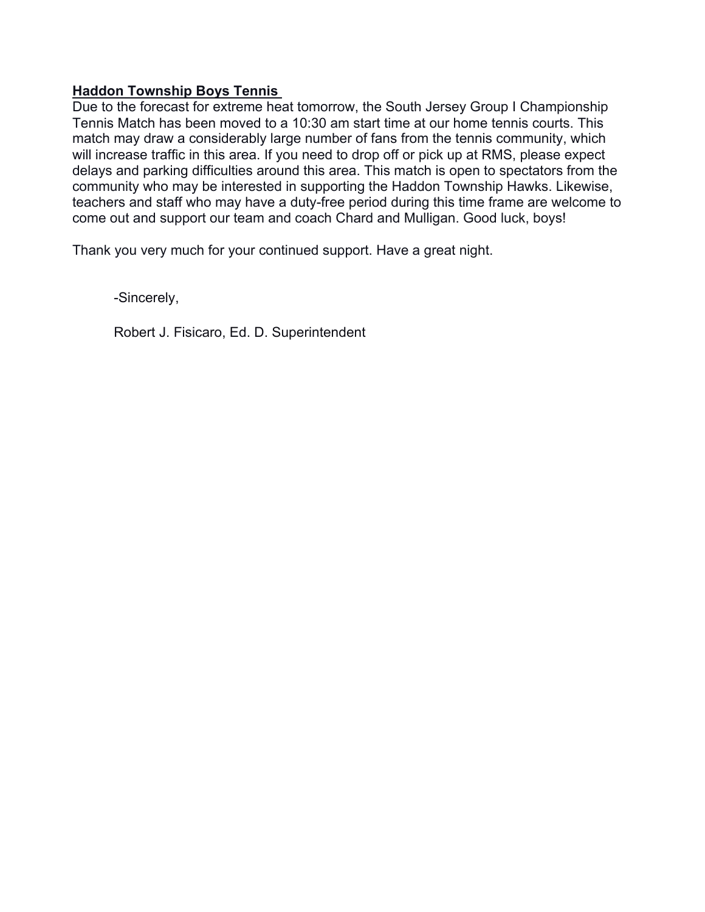**<u>Haddon Township Boys Tennis</u>**

Due to the forecast for extreme heat tomorrow, the South Jersey Group I Championship Tennis Match has been moved to a 10:30 am start time at our home tennis courts. This match may draw a considerably large number of fans from the tennis community, which will increase traffic in this area. If you need to drop off or pick up at RMS, please expect delays and parking difficulties around this area. This match is open to spectators from the community who may be interested in supporting the Haddon Township Hawks. Likewise, teachers and staff who may have a duty-free period during this time frame are welcome to come out and support our team and coach Chard and Mulligan. Good luck, boys!

Thank you very much for your continued support. Have a great night.

-Sincerely,

Robert J. Fisicaro, Ed. D. Superintendent